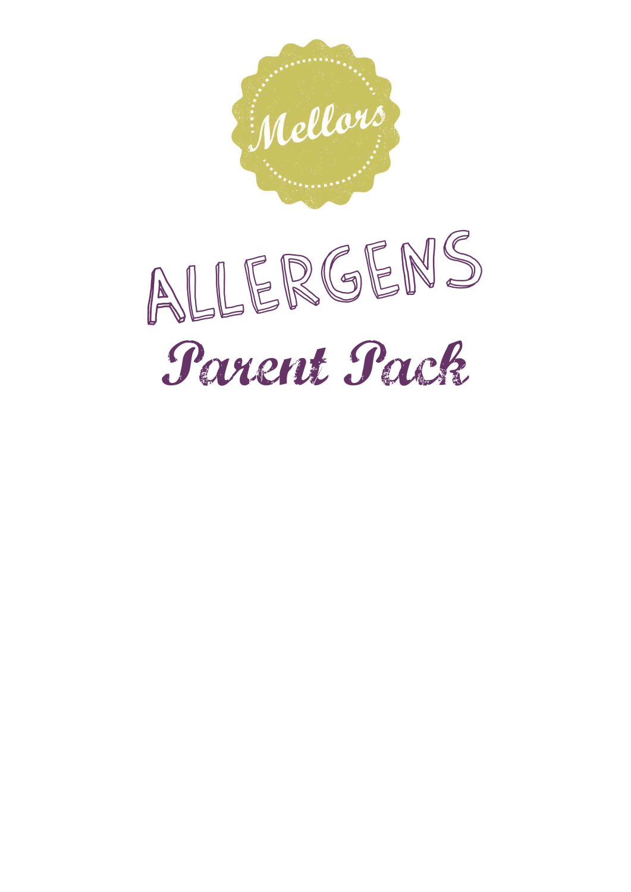Mellors

# ALLERGENS

## Parent Pack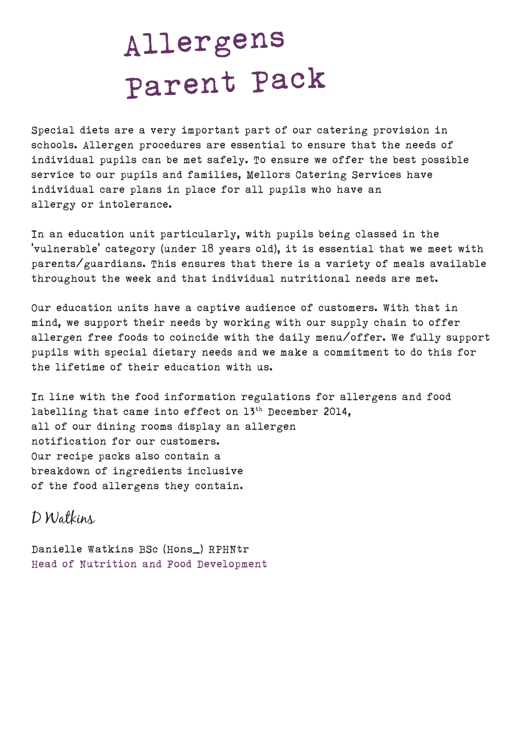# Allergens Parent Pack

Special diets are a very important part of our catering provision in schools. Allergen procedures are essential to ensure that the needs of individual pupils can be met safely. To ensure we offer the best possible service to our pupils and families, Mellors Catering Services have individual care plans in place for all pupils who have an allergy or intolerance.

In an education unit particularly, with pupils being classed in the 'vulnerable' category (under 18 years old), it is essential that we meet with parents/guardians. This ensures that there is a variety of meals available throughout the week and that individual nutritional needs are met.

Our education units have a captive audience of customers. With that in mind, we support their needs by working with our supply chain to offer allergen free foods to coincide with the daily menu/offer. We fully support pupils with special dietary needs and we make a commitment to do this for the lifetime of their education with us.

In line with the food information regulations for allergens and food labelling that came into effect on 13th December 2014, all of our dining rooms display an allergen notification for our customers. Our recipe packs also contain a breakdown of ingredients inclusive of the food allergens they contain.

D Watkins

Danielle Watkins BSc (Hons_) RPHNtr
Head of Nutrition and Food Development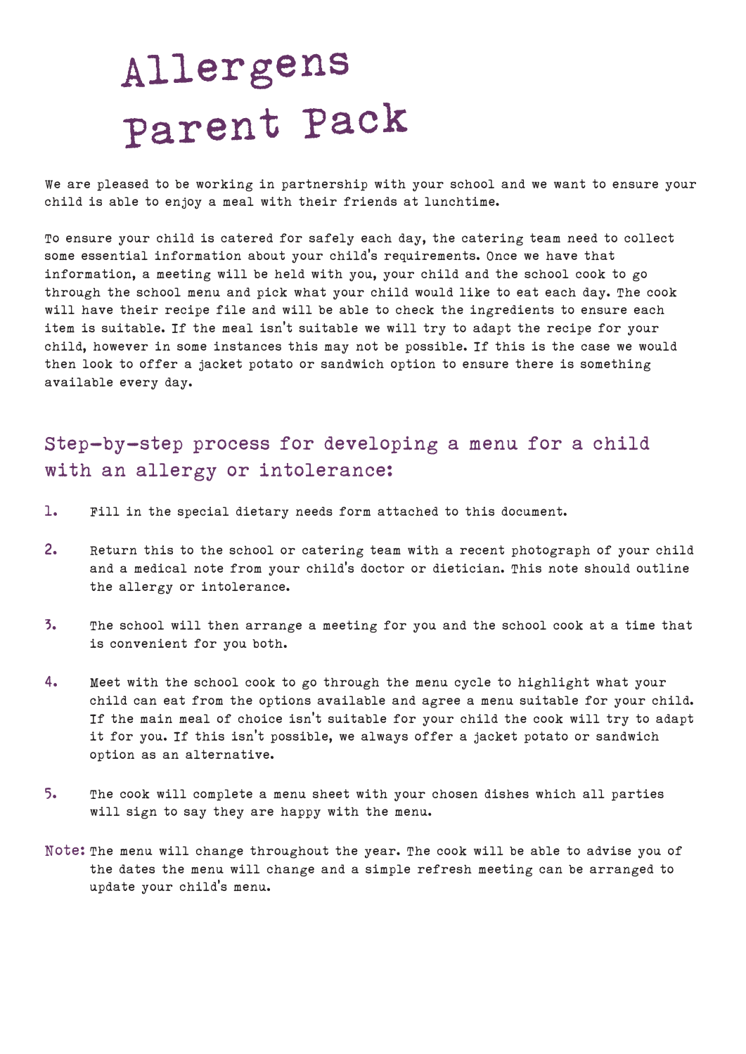# Allergens Parent Pack

We are pleased to be working in partnership with your school and we want to ensure your child is able to enjoy a meal with their friends at lunchtime.

To ensure your child is catered for safely each day, the catering team need to collect some essential information about your child's requirements. Once we have that information, a meeting will be held with you, your child and the school cook to go through the school menu and pick what your child would like to eat each day. The cook will have their recipe file and will be able to check the ingredients to ensure each item is suitable. If the meal isn't suitable we will try to adapt the recipe for your child, however in some instances this may not be possible. If this is the case we would then look to offer a jacket potato or sandwich option to ensure there is something available every day.

## Step-by-step process for developing a menu for a child with an allergy or intolerance:

1. Fill in the special dietary needs form attached to this document.

2. Return this to the school or catering team with a recent photograph of your child and a medical note from your child's doctor or dietician. This note should outline the allergy or intolerance.

3. The school will then arrange a meeting for you and the school cook at a time that is convenient for you both.

4. Meet with the school cook to go through the menu cycle to highlight what your child can eat from the options available and agree a menu suitable for your child. If the main meal of choice isn't suitable for your child the cook will try to adapt it for you. If this isn't possible, we always offer a jacket potato or sandwich option as an alternative.

5. The cook will complete a menu sheet with your chosen dishes which all parties will sign to say they are happy with the menu.

**Note:** The menu will change throughout the year. The cook will be able to advise you of the dates the menu will change and a simple refresh meeting can be arranged to update your child's menu.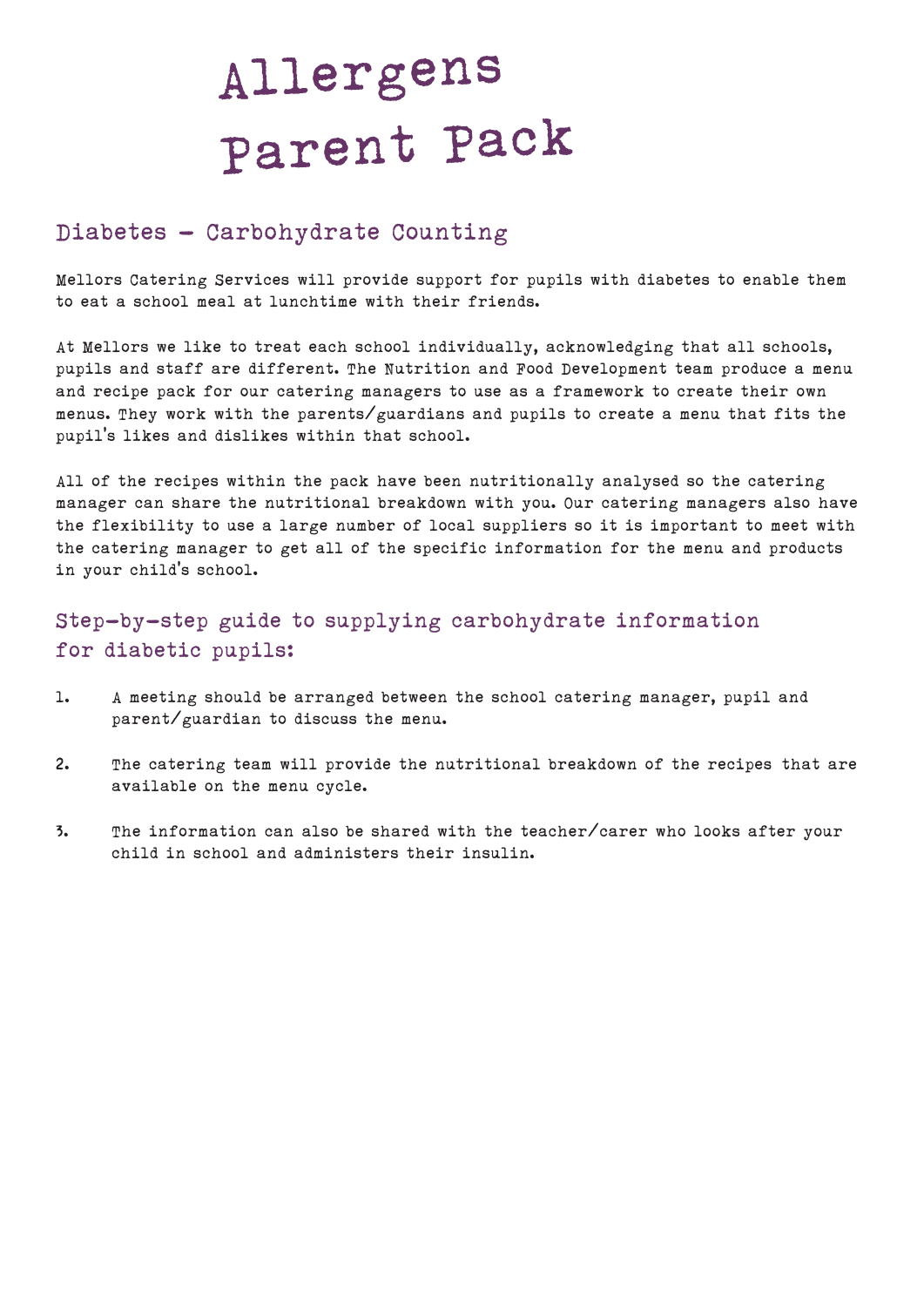# Allergens Parent Pack

## Diabetes – Carbohydrate Counting

Mellors Catering Services will provide support for pupils with diabetes to enable them to eat a school meal at lunchtime with their friends.

At Mellors we like to treat each school individually, acknowledging that all schools, pupils and staff are different. The Nutrition and Food Development team produce a menu and recipe pack for our catering managers to use as a framework to create their own menus. They work with the parents/guardians and pupils to create a menu that fits the pupil's likes and dislikes within that school.

All of the recipes within the pack have been nutritionally analysed so the catering manager can share the nutritional breakdown with you. Our catering managers also have the flexibility to use a large number of local suppliers so it is important to meet with the catering manager to get all of the specific information for the menu and products in your child's school.

## Step-by-step guide to supplying carbohydrate information for diabetic pupils:

1. A meeting should be arranged between the school catering manager, pupil and parent/guardian to discuss the menu.
2. The catering team will provide the nutritional breakdown of the recipes that are available on the menu cycle.
3. The information can also be shared with the teacher/carer who looks after your child in school and administers their insulin.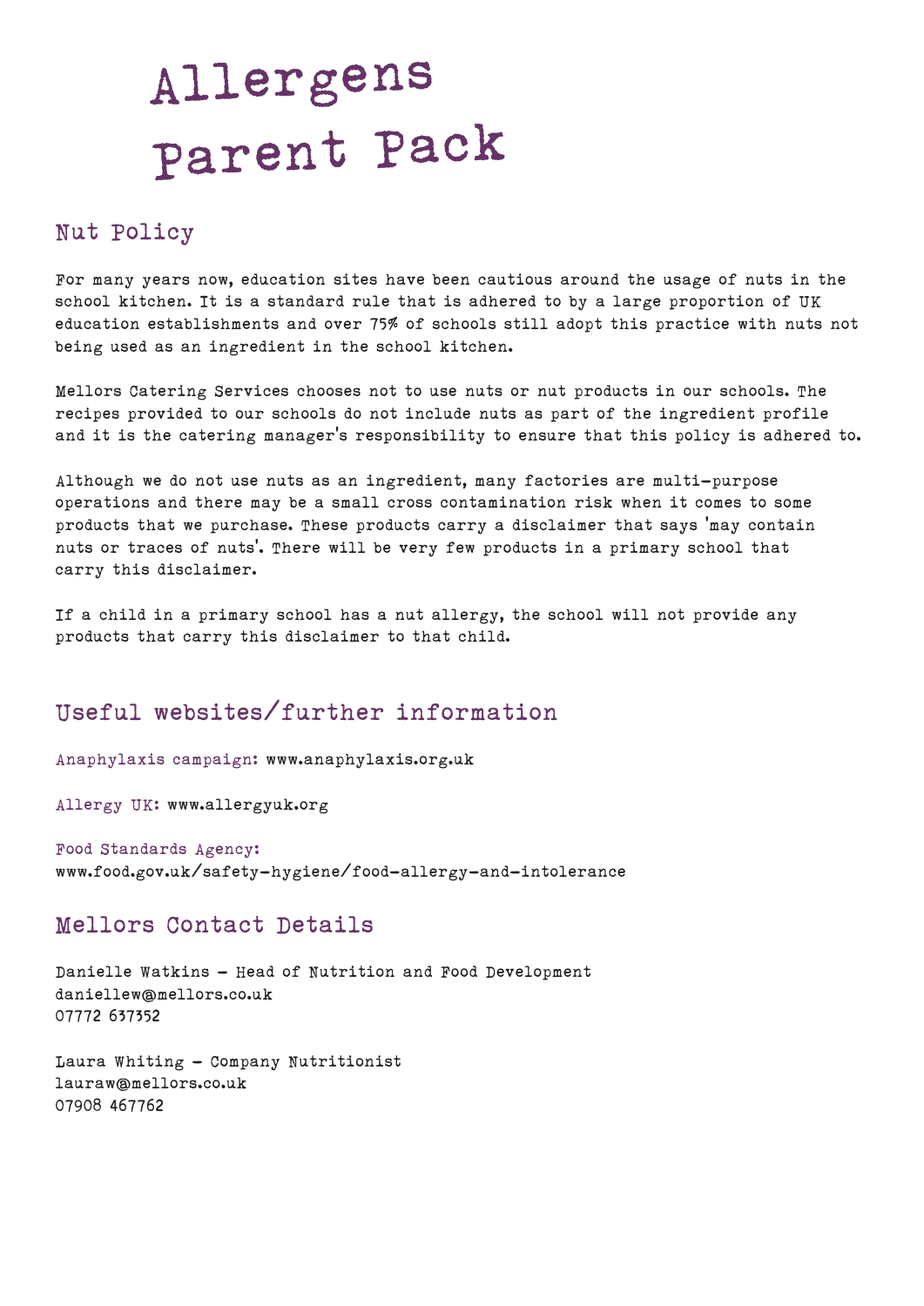# Allergens Parent Pack

## Nut Policy

For many years now, education sites have been cautious around the usage of nuts in the school kitchen. It is a standard rule that is adhered to by a large proportion of UK education establishments and over 75% of schools still adopt this practice with nuts not being used as an ingredient in the school kitchen.

Mellors Catering Services chooses not to use nuts or nut products in our schools. The recipes provided to our schools do not include nuts as part of the ingredient profile and it is the catering manager's responsibility to ensure that this policy is adhered to.

Although we do not use nuts as an ingredient, many factories are multi-purpose operations and there may be a small cross contamination risk when it comes to some products that we purchase. These products carry a disclaimer that says 'may contain nuts or traces of nuts'. There will be very few products in a primary school that carry this disclaimer.

If a child in a primary school has a nut allergy, the school will not provide any products that carry this disclaimer to that child.

## Useful websites/further information

Anaphylaxis campaign: www.anaphylaxis.org.uk

Allergy UK: www.allergyuk.org

Food Standards Agency:
www.food.gov.uk/safety-hygiene/food-allergy-and-intolerance

## Mellors Contact Details

Danielle Watkins - Head of Nutrition and Food Development
daniellew@mellors.co.uk
07772 637352

Laura Whiting - Company Nutritionist
lauraw@mellors.co.uk
07908 467762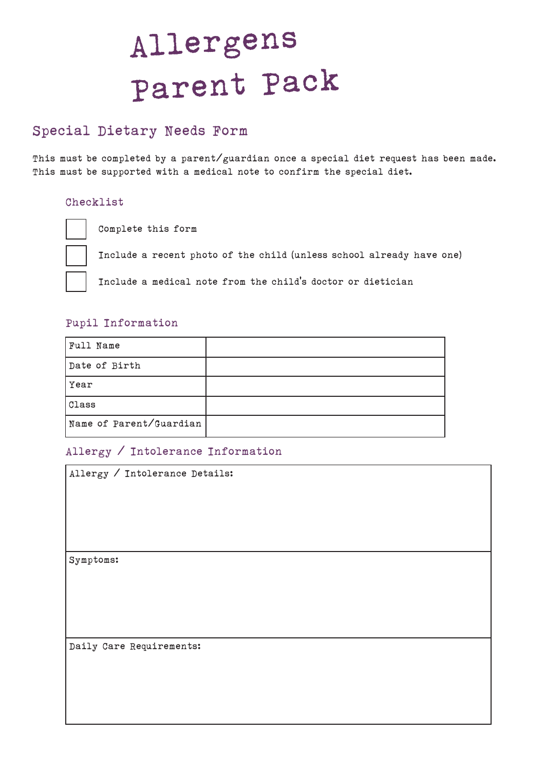# Allergens Parent Pack

## Special Dietary Needs Form

This must be completed by a parent/guardian once a special diet request has been made. This must be supported with a medical note to confirm the special diet.

### Checklist

- [ ] Complete this form
- [ ] Include a recent photo of the child (unless school already have one)
- [ ] Include a medical note from the child's doctor or dietician

### Pupil Information

| | |
|---|---|
| Full Name | |
| Date of Birth | |
| Year | |
| Class | |
| Name of Parent/Guardian | |

### Allergy / Intolerance Information

| |
|---|
| Allergy / Intolerance Details: |
| Symptoms: |
| Daily Care Requirements: |